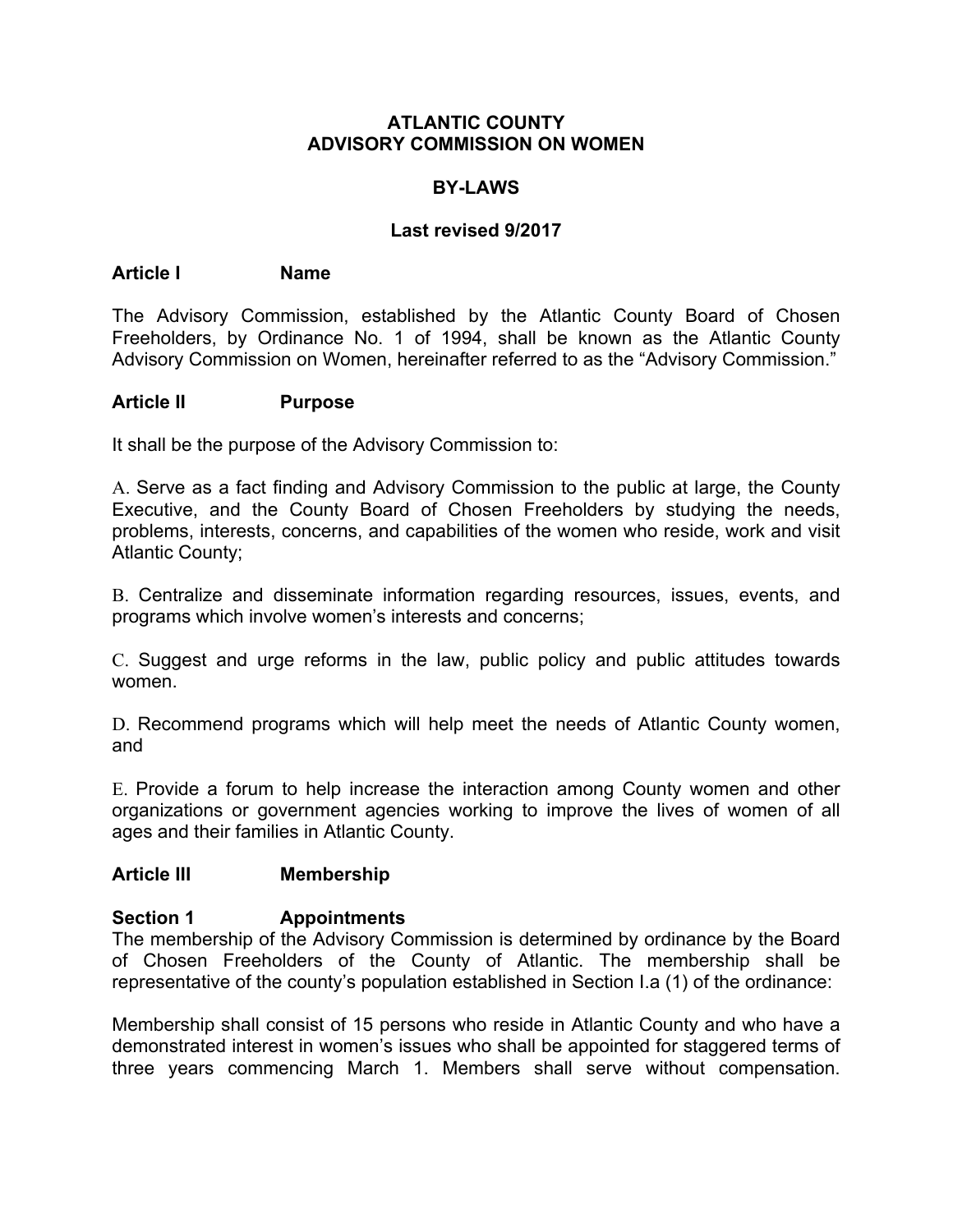# ATLANTIC COUNTY
# ADVISORY COMMISSION ON WOMEN

## BY-LAWS

**Last revised 9/2017**

## Article I Name

The Advisory Commission, established by the Atlantic County Board of Chosen Freeholders, by Ordinance No. 1 of 1994, shall be known as the Atlantic County Advisory Commission on Women, hereinafter referred to as the "Advisory Commission."

## Article II Purpose

It shall be the purpose of the Advisory Commission to:

A. Serve as a fact finding and Advisory Commission to the public at large, the County Executive, and the County Board of Chosen Freeholders by studying the needs, problems, interests, concerns, and capabilities of the women who reside, work and visit Atlantic County;

B. Centralize and disseminate information regarding resources, issues, events, and programs which involve women's interests and concerns;

C. Suggest and urge reforms in the law, public policy and public attitudes towards women.

D. Recommend programs which will help meet the needs of Atlantic County women, and

E. Provide a forum to help increase the interaction among County women and other organizations or government agencies working to improve the lives of women of all ages and their families in Atlantic County.

## Article III Membership

### Section 1 Appointments

The membership of the Advisory Commission is determined by ordinance by the Board of Chosen Freeholders of the County of Atlantic. The membership shall be representative of the county's population established in Section I.a (1) of the ordinance:

Membership shall consist of 15 persons who reside in Atlantic County and who have a demonstrated interest in women's issues who shall be appointed for staggered terms of three years commencing March 1. Members shall serve without compensation.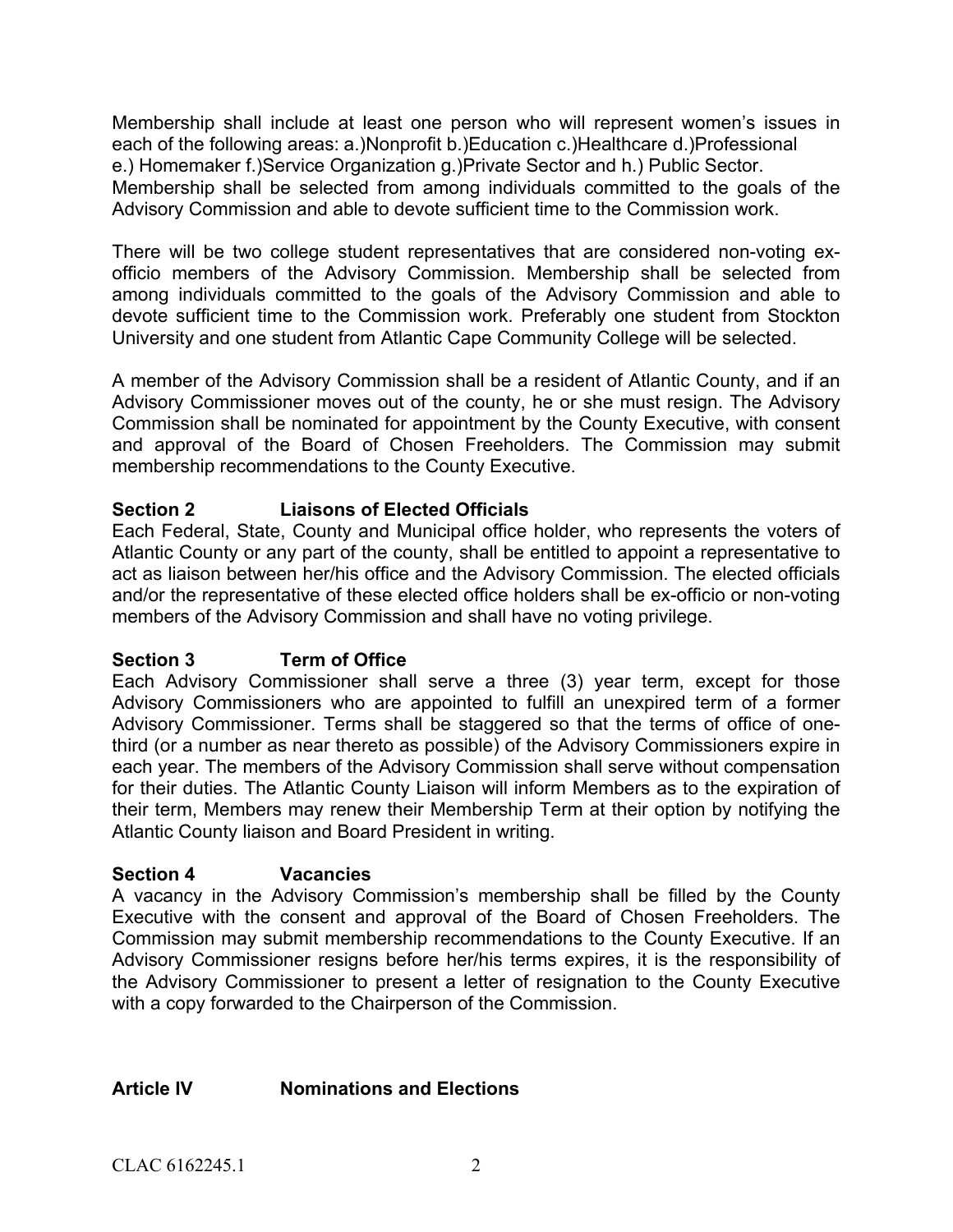Membership shall include at least one person who will represent women's issues in each of the following areas: a.)Nonprofit b.)Education c.)Healthcare d.)Professional e.) Homemaker f.)Service Organization g.)Private Sector and h.) Public Sector. Membership shall be selected from among individuals committed to the goals of the Advisory Commission and able to devote sufficient time to the Commission work.

There will be two college student representatives that are considered non-voting ex-officio members of the Advisory Commission. Membership shall be selected from among individuals committed to the goals of the Advisory Commission and able to devote sufficient time to the Commission work. Preferably one student from Stockton University and one student from Atlantic Cape Community College will be selected.

A member of the Advisory Commission shall be a resident of Atlantic County, and if an Advisory Commissioner moves out of the county, he or she must resign. The Advisory Commission shall be nominated for appointment by the County Executive, with consent and approval of the Board of Chosen Freeholders. The Commission may submit membership recommendations to the County Executive.

**Section 2 Liaisons of Elected Officials**

Each Federal, State, County and Municipal office holder, who represents the voters of Atlantic County or any part of the county, shall be entitled to appoint a representative to act as liaison between her/his office and the Advisory Commission. The elected officials and/or the representative of these elected office holders shall be ex-officio or non-voting members of the Advisory Commission and shall have no voting privilege.

**Section 3 Term of Office**

Each Advisory Commissioner shall serve a three (3) year term, except for those Advisory Commissioners who are appointed to fulfill an unexpired term of a former Advisory Commissioner. Terms shall be staggered so that the terms of office of one-third (or a number as near thereto as possible) of the Advisory Commissioners expire in each year. The members of the Advisory Commission shall serve without compensation for their duties. The Atlantic County Liaison will inform Members as to the expiration of their term, Members may renew their Membership Term at their option by notifying the Atlantic County liaison and Board President in writing.

**Section 4 Vacancies**

A vacancy in the Advisory Commission's membership shall be filled by the County Executive with the consent and approval of the Board of Chosen Freeholders. The Commission may submit membership recommendations to the County Executive. If an Advisory Commissioner resigns before her/his terms expires, it is the responsibility of the Advisory Commissioner to present a letter of resignation to the County Executive with a copy forwarded to the Chairperson of the Commission.

## Article IV Nominations and Elections

CLAC 6162245.1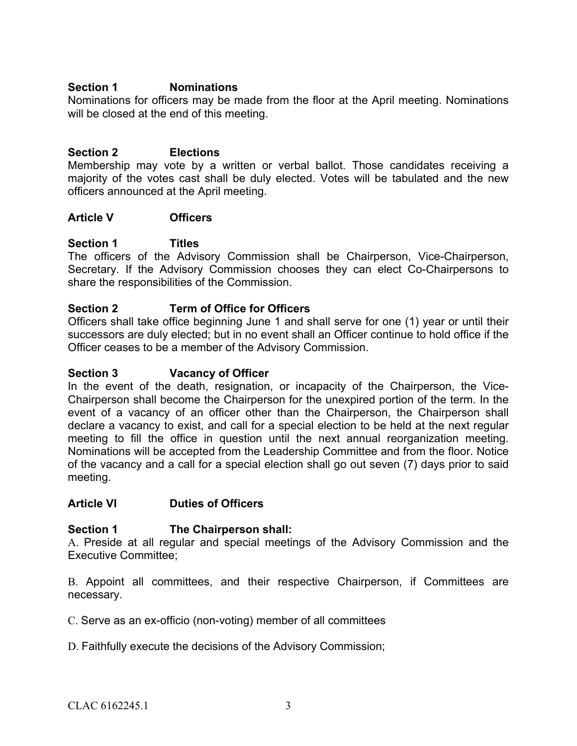### Section 1 Nominations

Nominations for officers may be made from the floor at the April meeting. Nominations will be closed at the end of this meeting.

### Section 2 Elections

Membership may vote by a written or verbal ballot. Those candidates receiving a majority of the votes cast shall be duly elected. Votes will be tabulated and the new officers announced at the April meeting.

## Article V Officers

### Section 1 Titles

The officers of the Advisory Commission shall be Chairperson, Vice-Chairperson, Secretary. If the Advisory Commission chooses they can elect Co-Chairpersons to share the responsibilities of the Commission.

### Section 2 Term of Office for Officers

Officers shall take office beginning June 1 and shall serve for one (1) year or until their successors are duly elected; but in no event shall an Officer continue to hold office if the Officer ceases to be a member of the Advisory Commission.

### Section 3 Vacancy of Officer

In the event of the death, resignation, or incapacity of the Chairperson, the Vice-Chairperson shall become the Chairperson for the unexpired portion of the term. In the event of a vacancy of an officer other than the Chairperson, the Chairperson shall declare a vacancy to exist, and call for a special election to be held at the next regular meeting to fill the office in question until the next annual reorganization meeting. Nominations will be accepted from the Leadership Committee and from the floor. Notice of the vacancy and a call for a special election shall go out seven (7) days prior to said meeting.

## Article VI Duties of Officers

### Section 1 The Chairperson shall:

A. Preside at all regular and special meetings of the Advisory Commission and the Executive Committee;

B. Appoint all committees, and their respective Chairperson, if Committees are necessary.

C. Serve as an ex-officio (non-voting) member of all committees

D. Faithfully execute the decisions of the Advisory Commission;

CLAC 6162245.1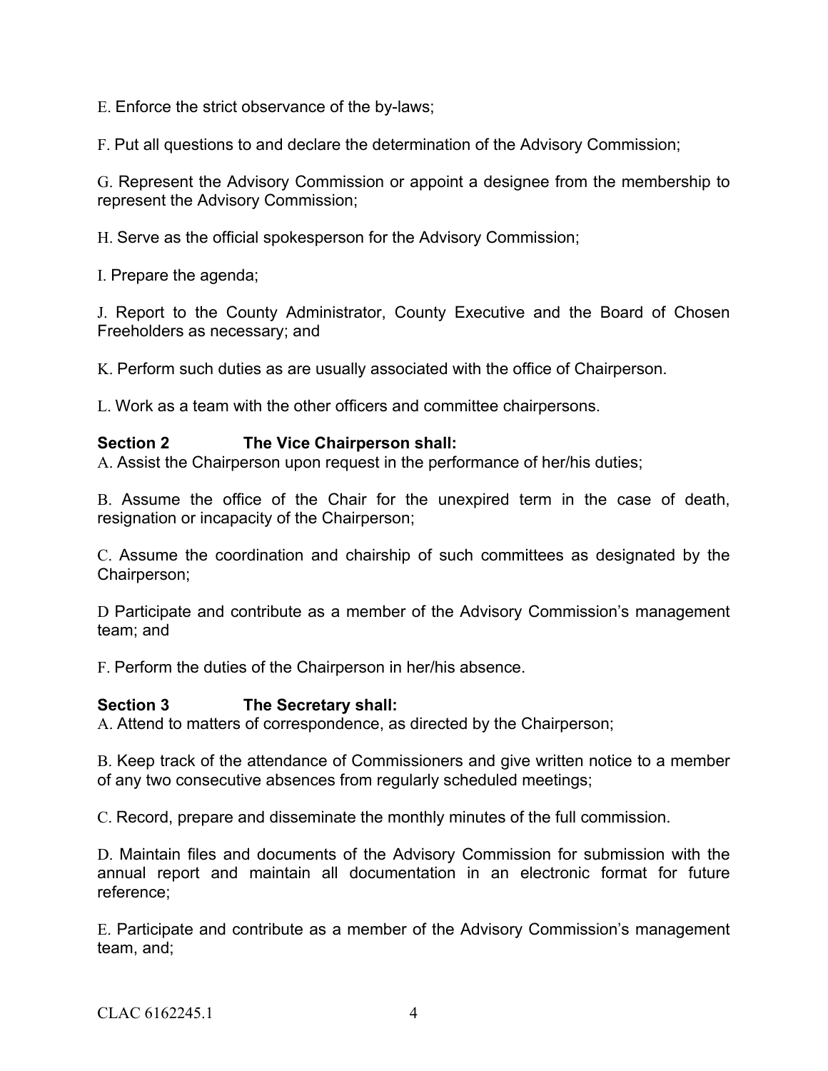E. Enforce the strict observance of the by-laws;

F. Put all questions to and declare the determination of the Advisory Commission;

G. Represent the Advisory Commission or appoint a designee from the membership to represent the Advisory Commission;

H. Serve as the official spokesperson for the Advisory Commission;

I. Prepare the agenda;

J. Report to the County Administrator, County Executive and the Board of Chosen Freeholders as necessary; and

K. Perform such duties as are usually associated with the office of Chairperson.

L. Work as a team with the other officers and committee chairpersons.

**Section 2 The Vice Chairperson shall:**

A. Assist the Chairperson upon request in the performance of her/his duties;

B. Assume the office of the Chair for the unexpired term in the case of death, resignation or incapacity of the Chairperson;

C. Assume the coordination and chairship of such committees as designated by the Chairperson;

D Participate and contribute as a member of the Advisory Commission's management team; and

F. Perform the duties of the Chairperson in her/his absence.

**Section 3 The Secretary shall:**

A. Attend to matters of correspondence, as directed by the Chairperson;

B. Keep track of the attendance of Commissioners and give written notice to a member of any two consecutive absences from regularly scheduled meetings;

C. Record, prepare and disseminate the monthly minutes of the full commission.

D. Maintain files and documents of the Advisory Commission for submission with the annual report and maintain all documentation in an electronic format for future reference;

E. Participate and contribute as a member of the Advisory Commission's management team, and;

CLAC 6162245.1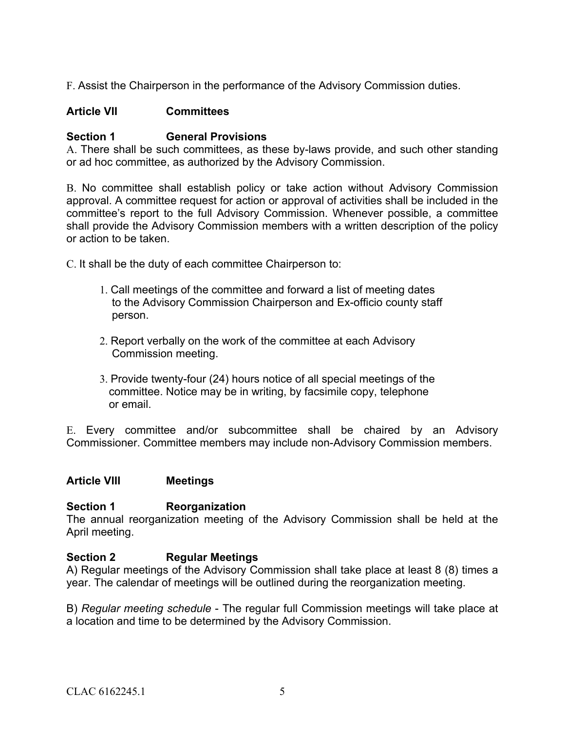F. Assist the Chairperson in the performance of the Advisory Commission duties.

## Article VII Committees

### Section 1 General Provisions

A. There shall be such committees, as these by-laws provide, and such other standing or ad hoc committee, as authorized by the Advisory Commission.

B. No committee shall establish policy or take action without Advisory Commission approval. A committee request for action or approval of activities shall be included in the committee's report to the full Advisory Commission. Whenever possible, a committee shall provide the Advisory Commission members with a written description of the policy or action to be taken.

C. It shall be the duty of each committee Chairperson to:

1. Call meetings of the committee and forward a list of meeting dates to the Advisory Commission Chairperson and Ex-officio county staff person.

2. Report verbally on the work of the committee at each Advisory Commission meeting.

3. Provide twenty-four (24) hours notice of all special meetings of the committee. Notice may be in writing, by facsimile copy, telephone or email.

E. Every committee and/or subcommittee shall be chaired by an Advisory Commissioner. Committee members may include non-Advisory Commission members.

## Article VIII Meetings

### Section 1 Reorganization

The annual reorganization meeting of the Advisory Commission shall be held at the April meeting.

### Section 2 Regular Meetings

A) Regular meetings of the Advisory Commission shall take place at least 8 (8) times a year. The calendar of meetings will be outlined during the reorganization meeting.

B) *Regular meeting schedule* - The regular full Commission meetings will take place at a location and time to be determined by the Advisory Commission.

CLAC 6162245.1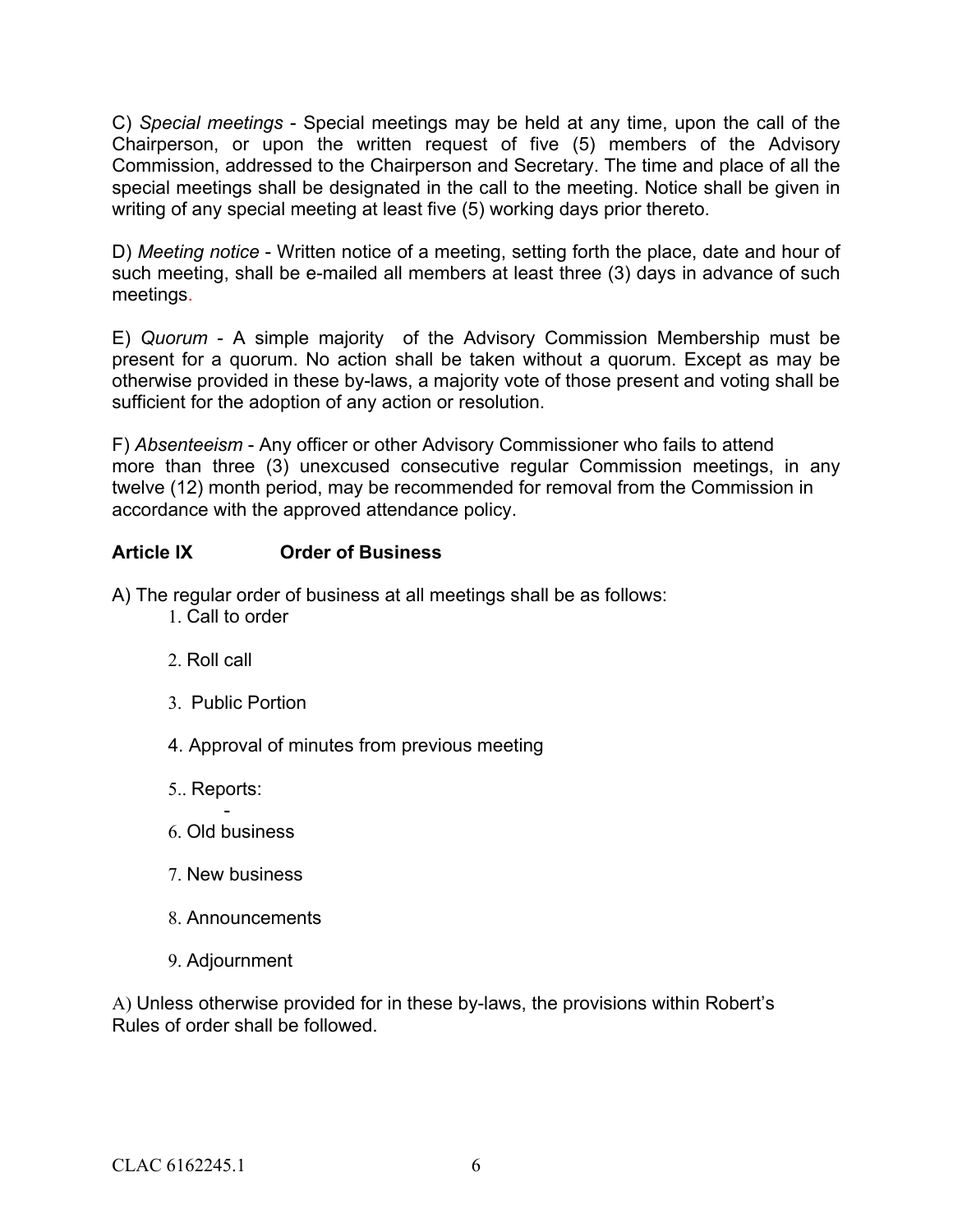C) *Special meetings* - Special meetings may be held at any time, upon the call of the Chairperson, or upon the written request of five (5) members of the Advisory Commission, addressed to the Chairperson and Secretary. The time and place of all the special meetings shall be designated in the call to the meeting. Notice shall be given in writing of any special meeting at least five (5) working days prior thereto.

D) *Meeting notice* - Written notice of a meeting, setting forth the place, date and hour of such meeting, shall be e-mailed all members at least three (3) days in advance of such meetings.

E) *Quorum* - A simple majority of the Advisory Commission Membership must be present for a quorum. No action shall be taken without a quorum. Except as may be otherwise provided in these by-laws, a majority vote of those present and voting shall be sufficient for the adoption of any action or resolution.

F) *Absenteeism* - Any officer or other Advisory Commissioner who fails to attend more than three (3) unexcused consecutive regular Commission meetings, in any twelve (12) month period, may be recommended for removal from the Commission in accordance with the approved attendance policy.

**Article IX Order of Business**

A) The regular order of business at all meetings shall be as follows:

1. Call to order

2. Roll call

3. Public Portion

4. Approval of minutes from previous meeting

5. Reports:
   -

6. Old business

7. New business

8. Announcements

9. Adjournment

A) Unless otherwise provided for in these by-laws, the provisions within Robert's Rules of order shall be followed.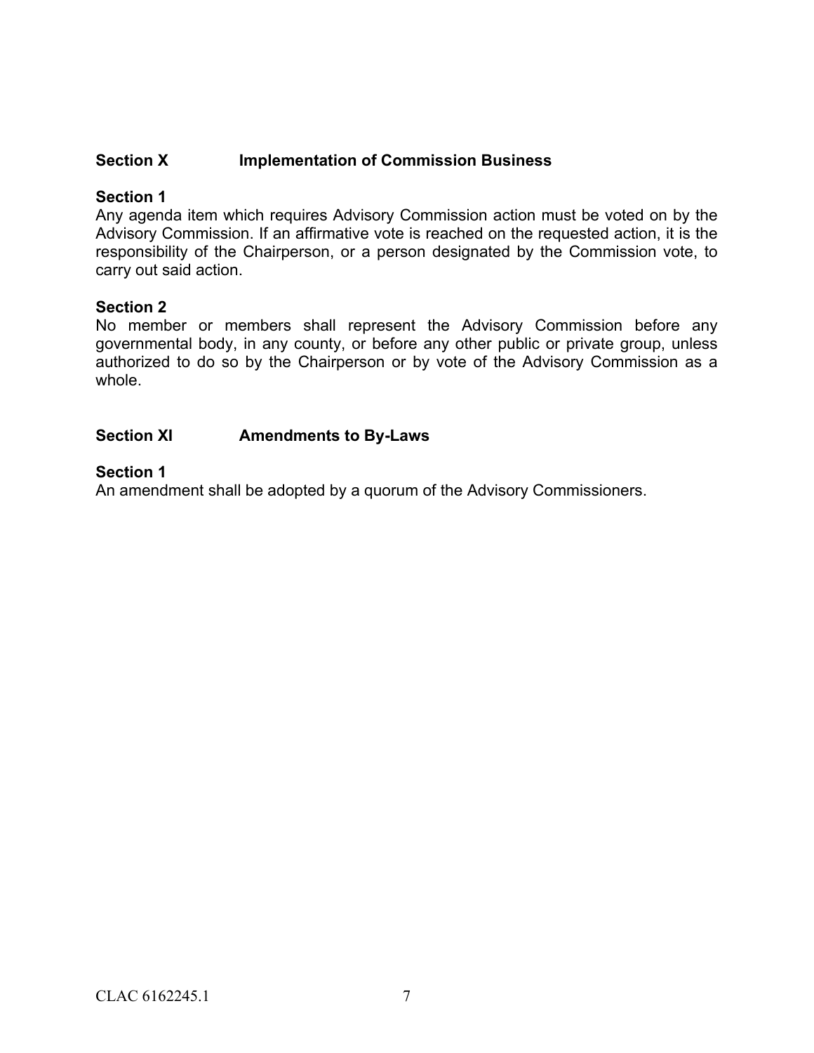## Section X Implementation of Commission Business

### Section 1

Any agenda item which requires Advisory Commission action must be voted on by the Advisory Commission. If an affirmative vote is reached on the requested action, it is the responsibility of the Chairperson, or a person designated by the Commission vote, to carry out said action.

### Section 2

No member or members shall represent the Advisory Commission before any governmental body, in any county, or before any other public or private group, unless authorized to do so by the Chairperson or by vote of the Advisory Commission as a whole.

## Section XI Amendments to By-Laws

### Section 1

An amendment shall be adopted by a quorum of the Advisory Commissioners.